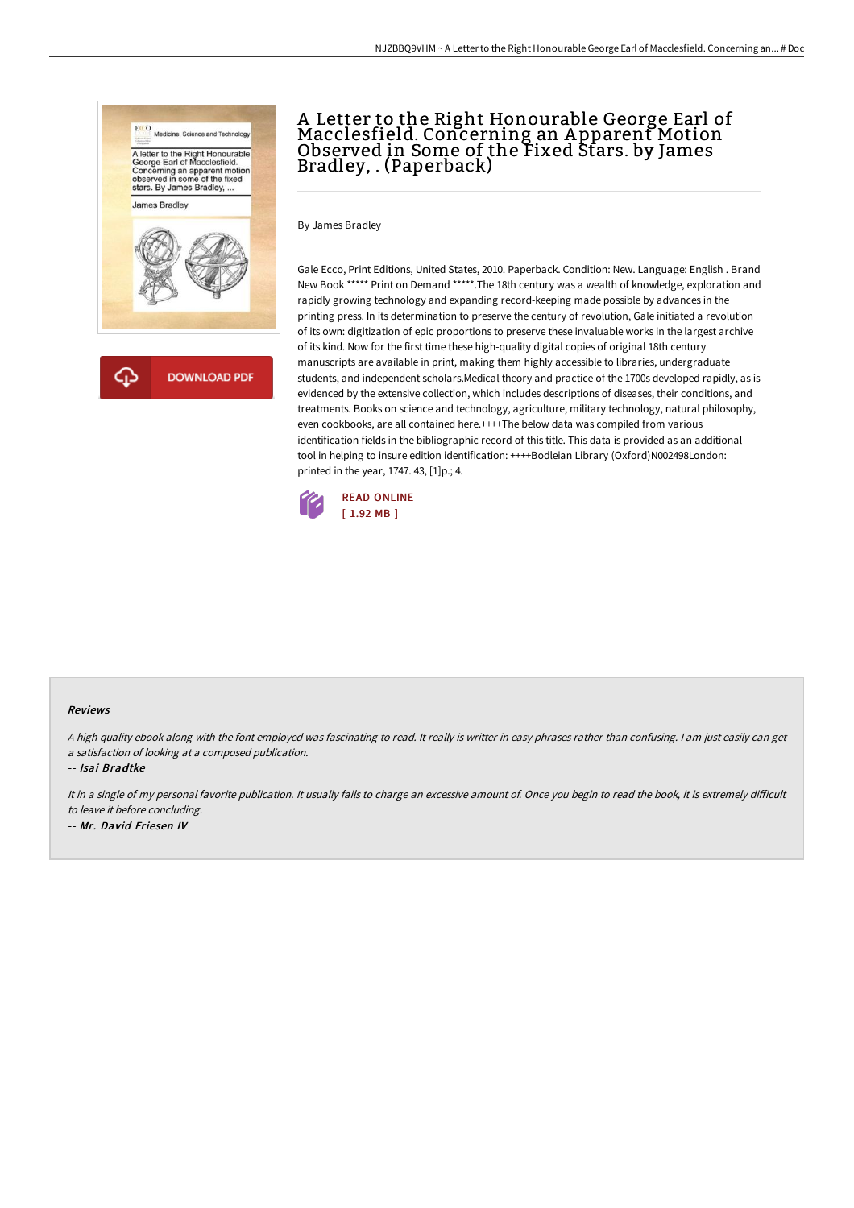# A Letter to the Right Honourable George Earl of Macclesfield. Concerning an Apparent Motion Observed in Some of the Fixed Stars. by James Bradley, . (Paperback)

By James Bradley

Gale Ecco, Print Editions, United States, 2010. Paperback. Condition: New. Language: English . Brand New Book ***** Print on Demand *****.The 18th century was a wealth of knowledge, exploration and rapidly growing technology and expanding record-keeping made possible by advances in the printing press. In its determination to preserve the century of revolution, Gale initiated a revolution of its own: digitization of epic proportions to preserve these invaluable works in the largest archive of its kind. Now for the first time these high-quality digital copies of original 18th century manuscripts are available in print, making them highly accessible to libraries, undergraduate students, and independent scholars.Medical theory and practice of the 1700s developed rapidly, as is evidenced by the extensive collection, which includes descriptions of diseases, their conditions, and treatments. Books on science and technology, agriculture, military technology, natural philosophy, even cookbooks, are all contained here.++++The below data was compiled from various identification fields in the bibliographic record of this title. This data is provided as an additional tool in helping to insure edition identification: ++++Bodleian Library (Oxford)N002498London: printed in the year, 1747. 43, [1]p.; 4.

READ ONLINE
[ 1.92 MB ]

DOWNLOAD PDF

#### Reviews

*A high quality ebook along with the font employed was fascinating to read. It really is writter in easy phrases rather than confusing. I am just easily can get a satisfaction of looking at a composed publication.*

-- *Isai Bradtke*

*It in a single of my personal favorite publication. It usually fails to charge an excessive amount of. Once you begin to read the book, it is extremely difficult to leave it before concluding.*

-- *Mr. David Friesen IV*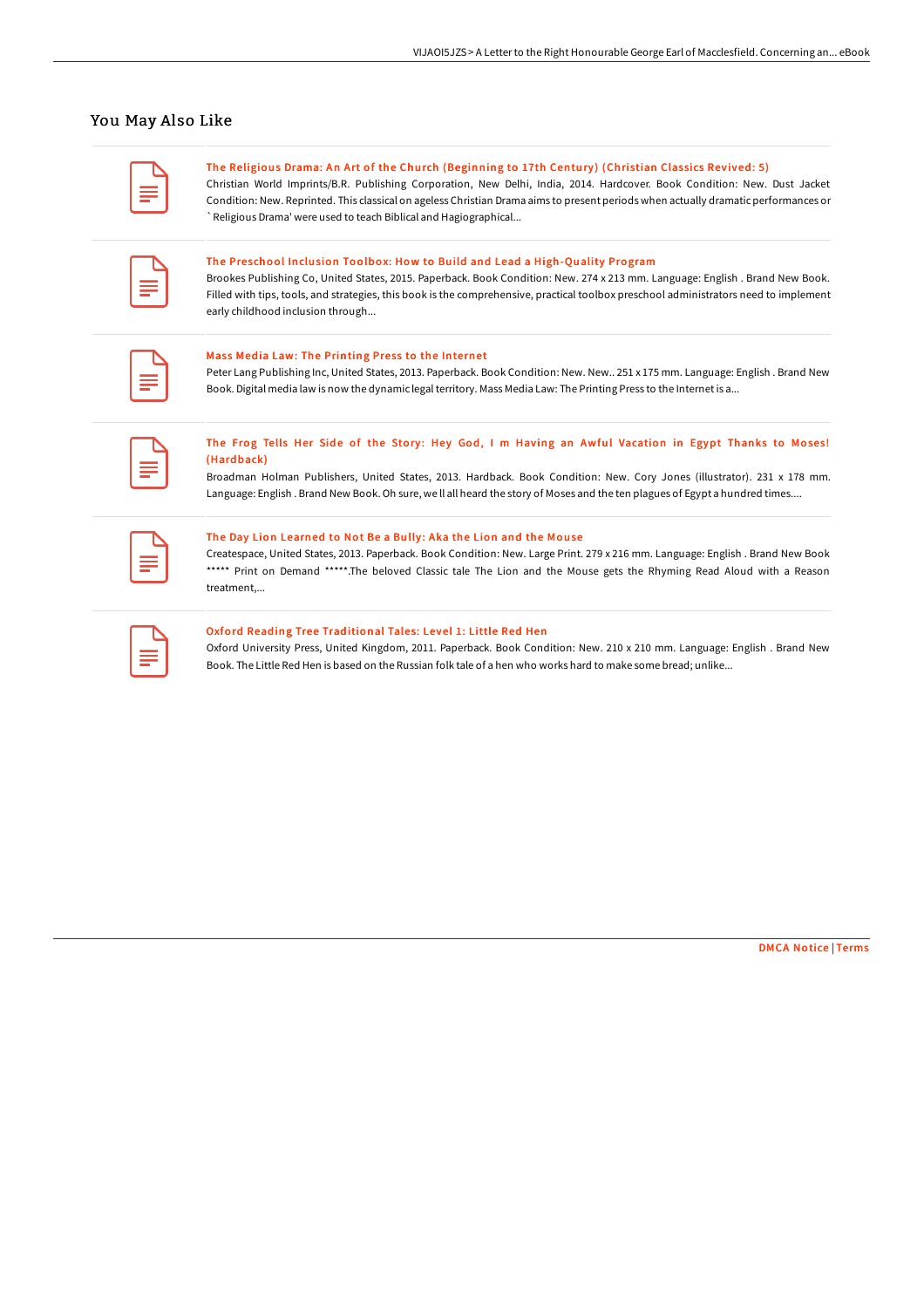## You May Also Like

**The Religious Drama: An Art of the Church (Beginning to 17th Century) (Christian Classics Revived: 5)**

Christian World Imprints/B.R. Publishing Corporation, New Delhi, India, 2014. Hardcover. Book Condition: New. Dust Jacket Condition: New. Reprinted. This classical on ageless Christian Drama aims to present periods when actually dramatic performances or `Religious Drama' were used to teach Biblical and Hagiographical...

**The Preschool Inclusion Toolbox: How to Build and Lead a High-Quality Program**

Brookes Publishing Co, United States, 2015. Paperback. Book Condition: New. 274 x 213 mm. Language: English . Brand New Book. Filled with tips, tools, and strategies, this book is the comprehensive, practical toolbox preschool administrators need to implement early childhood inclusion through...

**Mass Media Law: The Printing Press to the Internet**

Peter Lang Publishing Inc, United States, 2013. Paperback. Book Condition: New. New.. 251 x 175 mm. Language: English . Brand New Book. Digital media law is now the dynamic legal territory. Mass Media Law: The Printing Press to the Internet is a...

**The Frog Tells Her Side of the Story: Hey God, I m Having an Awful Vacation in Egypt Thanks to Moses! (Hardback)**

Broadman Holman Publishers, United States, 2013. Hardback. Book Condition: New. Cory Jones (illustrator). 231 x 178 mm. Language: English . Brand New Book. Oh sure, we ll all heard the story of Moses and the ten plagues of Egypt a hundred times....

**The Day Lion Learned to Not Be a Bully: Aka the Lion and the Mouse**

Createspace, United States, 2013. Paperback. Book Condition: New. Large Print. 279 x 216 mm. Language: English . Brand New Book ***** Print on Demand *****.The beloved Classic tale The Lion and the Mouse gets the Rhyming Read Aloud with a Reason treatment,...

**Oxford Reading Tree Traditional Tales: Level 1: Little Red Hen**

Oxford University Press, United Kingdom, 2011. Paperback. Book Condition: New. 210 x 210 mm. Language: English . Brand New Book. The Little Red Hen is based on the Russian folk tale of a hen who works hard to make some bread; unlike...